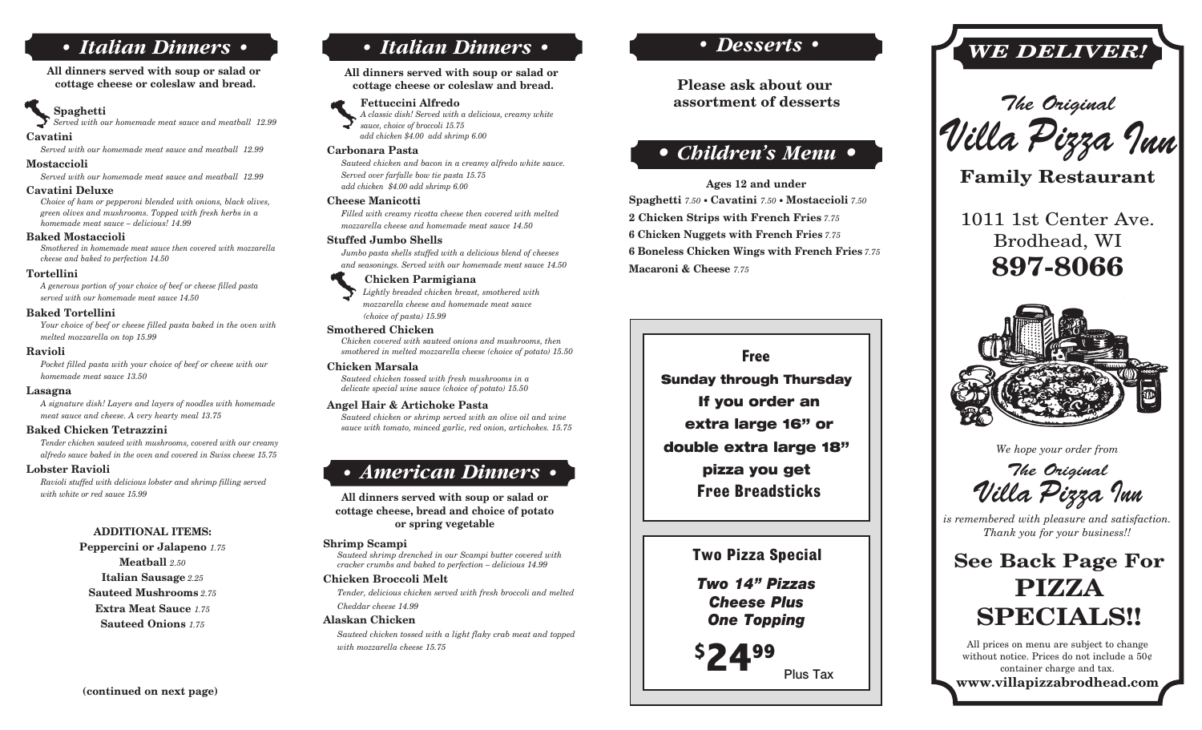# • Italian Dinners •

**All dinners served with soup or salad or cottage cheese or coleslaw and bread.**

**Spaghetti**
*Served with our homemade meat sauce and meatball 12.99*

**Cavatini**
*Served with our homemade meat sauce and meatball 12.99*

**Mostaccioli**
*Served with our homemade meat sauce and meatball 12.99*

**Cavatini Deluxe**
*Choice of ham or pepperoni blended with onions, black olives, green olives and mushrooms. Topped with fresh herbs in a homemade meat sauce – delicious! 14.99*

**Baked Mostaccioli**
*Smothered in homemade meat sauce then covered with mozzarella cheese and baked to perfection 14.50*

**Tortellini**
*A generous portion of your choice of beef or cheese filled pasta served with our homemade meat sauce 14.50*

**Baked Tortellini**
*Your choice of beef or cheese filled pasta baked in the oven with melted mozzarella on top 15.99*

**Ravioli**
*Pocket filled pasta with your choice of beef or cheese with our homemade meat sauce 13.50*

**Lasagna**
*A signature dish! Layers and layers of noodles with homemade meat sauce and cheese. A very hearty meal 13.75*

**Baked Chicken Tetrazzini**
*Tender chicken sauteed with mushrooms, covered with our creamy alfredo sauce baked in the oven and covered in Swiss cheese 15.75*

**Lobster Ravioli**
*Ravioli stuffed with delicious lobster and shrimp filling served with white or red sauce 15.99*

**ADDITIONAL ITEMS:**

**Peppercini or Jalapeno** *1.75*
**Meatball** *2.50*
**Italian Sausage** *2.25*
**Sauteed Mushrooms** *2.75*
**Extra Meat Sauce** *1.75*
**Sauteed Onions** *1.75*

**(continued on next page)**

# • Italian Dinners •

**All dinners served with soup or salad or cottage cheese or coleslaw and bread.**

**Fettuccini Alfredo**
*A classic dish! Served with a delicious, creamy white sauce, choice of broccoli 15.75*
*add chicken $4.00 add shrimp 6.00*

**Carbonara Pasta**
*Sauteed chicken and bacon in a creamy alfredo white sauce. Served over farfalle bow tie pasta 15.75*
*add chicken $4.00 add shrimp 6.00*

**Cheese Manicotti**
*Filled with creamy ricotta cheese then covered with melted mozzarella cheese and homemade meat sauce 14.50*

**Stuffed Jumbo Shells**
*Jumbo pasta shells stuffed with a delicious blend of cheeses and seasonings. Served with our homemade meat sauce 14.50*

**Chicken Parmigiana**
*Lightly breaded chicken breast, smothered with mozzarella cheese and homemade meat sauce (choice of pasta) 15.99*

**Smothered Chicken**
*Chicken covered with sauteed onions and mushrooms, then smothered in melted mozzarella cheese (choice of potato) 15.50*

**Chicken Marsala**
*Sauteed chicken tossed with fresh mushrooms in a delicate special wine sauce (choice of potato) 15.50*

**Angel Hair & Artichoke Pasta**
*Sauteed chicken or shrimp served with an olive oil and wine sauce with tomato, minced garlic, red onion, artichokes. 15.75*

# • American Dinners •

**All dinners served with soup or salad or cottage cheese, bread and choice of potato or spring vegetable**

**Shrimp Scampi**
*Sauteed shrimp drenched in our Scampi butter covered with cracker crumbs and baked to perfection – delicious 14.99*

**Chicken Broccoli Melt**
*Tender, delicious chicken served with fresh broccoli and melted Cheddar cheese 14.99*

**Alaskan Chicken**
*Sauteed chicken tossed with a light flaky crab meat and topped with mozzarella cheese 15.75*

# • Desserts •

**Please ask about our assortment of desserts**

# • Children's Menu •

**Ages 12 and under**

**Spaghetti** *7.50* • **Cavatini** *7.50* • **Mostaccioli** *7.50*
**2 Chicken Strips with French Fries** *7.75*
**6 Chicken Nuggets with French Fries** *7.75*
**6 Boneless Chicken Wings with French Fries** *7.75*
**Macaroni & Cheese** *7.75*

**Free**
**Sunday through Thursday**
**If you order an extra large 16" or double extra large 18" pizza you get**
**Free Breadsticks**

**Two Pizza Special**

***Two 14" Pizzas***
***Cheese Plus***
***One Topping***

**$24.99** Plus Tax

***WE DELIVER!***

# The Original Villa Pizza Inn

## Family Restaurant

1011 1st Center Ave.
Brodhead, WI
**897-8066**

*We hope your order from*

**The Original Villa Pizza Inn**

*is remembered with pleasure and satisfaction. Thank you for your business!!*

## See Back Page For PIZZA SPECIALS!!

All prices on menu are subject to change without notice. Prices do not include a 50¢ container charge and tax.

**www.villapizzabrodhead.com**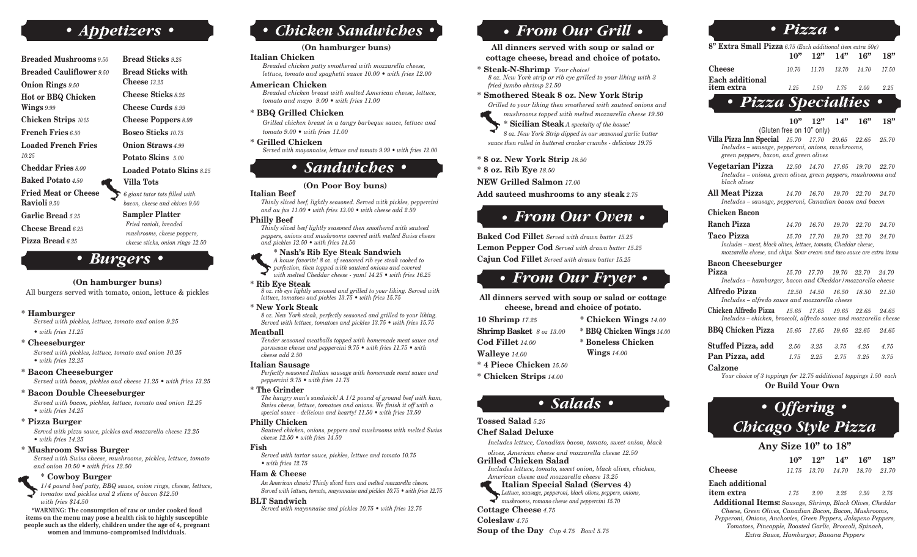# • Appetizers •

**Breaded Mushrooms** *9.50*
**Breaded Cauliflower** *9.50*
**Onion Rings** *9.50*
**Hot or BBQ Chicken Wings** *9.99*
**Chicken Strips** *10.25*
**French Fries** *6.50*
**Loaded French Fries** *10.25*
**Cheddar Fries** *8.00*
**Baked Potato** *4.50*
**Fried Meat or Cheese Ravioli** *9.50*
**Garlic Bread** *5.25*
**Cheese Bread** *6.25*
**Pizza Bread** *6.25*
**Bread Sticks** *9.25*
**Bread Sticks with Cheese** *13.25*
**Cheese Sticks** *8.25*
**Cheese Curds** *8.99*
**Cheese Poppers** *8.99*
**Bosco Sticks** *10.75*
**Onion Straws** *4.99*
**Potato Skins** *5.00*
**Loaded Potato Skins** *8.25*
**Villa Tots**
*6 giant tator tots filled with bacon, cheese and chives 9.00*
**Sampler Platter**
*Fried ravioli, breaded mushrooms, cheese poppers, cheese sticks, onion rings 12.50*

# • Burgers •

**(On hamburger buns)**
All burgers served with tomato, onion, lettuce & pickles

**\* Hamburger**
*Served with pickles, lettuce, tomato and onion 9.25 • with fries 11.25*

**\* Cheeseburger**
*Served with pickles, lettuce, tomato and onion 10.25 • with fries 12.25*

**\* Bacon Cheeseburger**
*Served with bacon, pickles and cheese 11.25 • with fries 13.25*

**\* Bacon Double Cheeseburger**
*Served with bacon, pickles, lettuce, tomato and onion 12.25 • with fries 14.25*

**\* Pizza Burger**
*Served with pizza sauce, pickles and mozzarella cheese 12.25 • with fries 14.25*

**\* Mushroom Swiss Burger**
*Served with Swiss cheese, mushrooms, pickles, lettuce, tomato and onion 10.50 • with fries 12.50*

**\* Cowboy Burger**
*1/4 pound beef patty, BBQ sauce, onion rings, cheese, lettuce, tomatos and pickles and 2 slices of bacon $12.50 with fries $14.50*

**\*WARNING: The consumption of raw or under cooked food items on the menu may pose a health risk to highly susceptible people such as the elderly, children under the age of 4, pregnant women and immuno-compromised individuals.**

# • Chicken Sandwiches •

**(On hamburger buns)**

**Italian Chicken**
*Breaded chicken patty smothered with mozzarella cheese, lettuce, tomato and spaghetti sauce 10.00 • with fries 12.00*

**American Chicken**
*Breaded chicken breast with melted American cheese, lettuce, tomato and mayo 9.00 • with fries 11.00*

**\* BBQ Grilled Chicken**
*Grilled chicken breast in a tangy barbeque sauce, lettuce and tomato 9.00 • with fries 11.00*

**\* Grilled Chicken**
*Served with mayonnaise, lettuce and tomato 9.99 • with fries 12.00*

# • Sandwiches •

**(On Poor Boy buns)**

**Italian Beef**
*Thinly sliced beef, lightly seasoned. Served with pickles, peppercini and au jus 11.00 • with fries 13.00 • with cheese add 2.50*

**Philly Beef**
*Thinly sliced beef lightly seasoned then smothered with sauteed peppers, onions and mushrooms covered with melted Swiss cheese and pickles 12.50 • with fries 14.50*

**\* Nash's Rib Eye Steak Sandwich**
*A house favorite! 8 oz. of seasoned rib eye steak cooked to perfection, then topped with sauteed onions and covered with melted Cheddar cheese - yum! 14.25 • with fries 16.25*

**\* Rib Eye Steak**
*8 oz. rib eye lightly seasoned and grilled to your liking. Served with lettuce, tomatoes and pickles 13.75 • with fries 15.75*

**\* New York Steak**
*8 oz. New York steak, perfectly seasoned and grilled to your liking. Served with lettuce, tomatoes and pickles 13.75 • with fries 15.75*

**Meatball**
*Tender seasoned meatballs topped with homemade meat sauce and parmesan cheese and peppercini 9.75 • with fries 11.75 • with cheese add 2.50*

**Italian Sausage**
*Perfectly seasoned Italian sausage with homemade meat sauce and peppercini 9.75 • with fries 11.75*

**\* The Grinder**
*The hungry man's sandwich! A 1/2 pound of ground beef with ham, Swiss cheese, lettuce, tomatoes and onions. We finish it off with a special sauce - delicious and hearty! 11.50 • with fries 13.50*

**Philly Chicken**
*Sauteed chicken, onions, peppers and mushrooms with melted Swiss cheese 12.50 • with fries 14.50*

**Fish**
*Served with tartar sauce, pickles, lettuce and tomato 10.75 • with fries 12.75*

**Ham & Cheese**
*An American classic! Thinly sliced ham and melted mozzarella cheese. Served with lettuce, tomato, mayonnaise and pickles 10.75 • with fries 12.75*

**BLT Sandwich**
*Served with mayonnaise and pickles 10.75 • with fries 12.75*

# • From Our Grill •

**All dinners served with soup or salad or cottage cheese, bread and choice of potato.**

**\* Steak-N-Shrimp** *Your choice! 8 oz. New York strip or rib eye grilled to your liking with 3 fried jumbo shrimp 21.50*

**\* Smothered Steak 8 oz. New York Strip**
*Grilled to your liking then smothered with sauteed onions and mushrooms topped with melted mozzarella cheese 19.50*

**\* Sicilian Steak** *A specialty of the house! 8 oz. New York Strip dipped in our seasoned garlic butter sauce then rolled in buttered cracker crumbs - delicious 19.75*

**\* 8 oz. New York Strip** *18.50*
**\* 8 oz. Rib Eye** *18.50*
**NEW Grilled Salmon** *17.00*
**Add sauteed mushrooms to any steak** *2.75*

# • From Our Oven •

**Baked Cod Fillet** *Served with drawn butter 15.25*
**Lemon Pepper Cod** *Served with drawn butter 15.25*
**Cajun Cod Fillet** *Served with drawn butter 15.25*

# • From Our Fryer •

**All dinners served with soup or salad or cottage cheese, bread and choice of potato.**

**10 Shrimp** *17.25*
**Shrimp Basket** *8 oz 13.00*
**Cod Fillet** *14.00*
**Walleye** *14.00*
**\* 4 Piece Chicken** *15.50*
**\* Chicken Strips** *14.00*
**\* Chicken Wings** *14.00*
**\* BBQ Chicken Wings** *14.00*
**\* Boneless Chicken Wings** *14.00*

# • Salads •

**Tossed Salad** *5.25*

**Chef Salad Deluxe**
*Includes lettuce, Canadian bacon, tomato, sweet onion, black olives, American cheese and mozzarella cheese 12.50*

**Grilled Chicken Salad**
*Includes lettuce, tomato, sweet onion, black olives, chicken, American cheese and mozzarella cheese 13.25*

**Italian Special Salad (Serves 4)**
*Lettuce, sausage, pepperoni, black olives, peppers, onions, mushrooms, romano cheese and peppercini 15.70*

**Cottage Cheese** *4.75*
**Coleslaw** *4.75*
**Soup of the Day** *Cup 4.75 Bowl 5.75*

# • Pizza •

**8" Extra Small Pizza** *6.75 (Each additional item extra 50¢)*

| | 10" | 12" | 14" | 16" | 18" |
|---|---|---|---|---|---|
| **Cheese** | 10.70 | 11.70 | 13.70 | 14.70 | 17.50 |
| **Each additional item extra** | 1.25 | 1.50 | 1.75 | 2.00 | 2.25 |

# • Pizza Specialties •

(Gluten free on 10" only)

| | 10" | 12" | 14" | 16" | 18" |
|---|---|---|---|---|---|
| **Villa Pizza Inn Special** | 15.70 | 17.70 | 20.65 | 22.65 | 25.70 |
| *Includes – sausage, pepperoni, onions, mushrooms, green peppers, bacon, and green olives* | | | | | |
| **Vegetarian Pizza** | 12.50 | 14.70 | 17.65 | 19.70 | 22.70 |
| *Includes – onions, green olives, green peppers, mushrooms and black olives* | | | | | |
| **All Meat Pizza** | 14.70 | 16.70 | 19.70 | 22.70 | 24.70 |
| *Includes – sausage, pepperoni, Canadian bacon and bacon* | | | | | |
| **Chicken Bacon Ranch Pizza** | 14.70 | 16.70 | 19.70 | 22.70 | 24.70 |
| **Taco Pizza** | 15.70 | 17.70 | 19.70 | 22.70 | 24.70 |
| *Includes – meat, black olives, lettuce, tomato, Cheddar cheese, mozzarella cheese, and chips. Sour cream and taco sauce are extra items* | | | | | |
| **Bacon Cheeseburger Pizza** | 15.70 | 17.70 | 19.70 | 22.70 | 24.70 |
| *Includes – hamburger, bacon and Cheddar/mozzarella cheese* | | | | | |
| **Alfredo Pizza** | 12.50 | 14.50 | 16.50 | 18.50 | 21.50 |
| *Includes – alfredo sauce and mozzarella cheese* | | | | | |
| **Chicken Alfredo Pizza** | 15.65 | 17.65 | 19.65 | 22.65 | 24.65 |
| *Includes – chicken, broccoli, alfredo sauce and mozzarella cheese* | | | | | |
| **BBQ Chicken Pizza** | 15.65 | 17.65 | 19.65 | 22.65 | 24.65 |
| **Stuffed Pizza, add** | 2.50 | 3.25 | 3.75 | 4.25 | 4.75 |
| **Pan Pizza, add** | 1.75 | 2.25 | 2.75 | 3.25 | 3.75 |

**Calzone**
*Your choice of 3 toppings for 12.75 additional toppings 1.50 each*

**Or Build Your Own**

# • Offering • Chicago Style Pizza

**Any Size 10" to 18"**

| | 10" | 12" | 14" | 16" | 18" |
|---|---|---|---|---|---|
| **Cheese** | 11.75 | 13.70 | 14.70 | 18.70 | 21.70 |
| **Each additional item extra** | 1.75 | 2.00 | 2.25 | 2.50 | 2.75 |

**Additional Items:** *Sausage, Shrimp, Black Olives, Cheddar Cheese, Green Olives, Canadian Bacon, Bacon, Mushrooms, Pepperoni, Onions, Anchovies, Green Peppers, Jalapeno Peppers, Tomatoes, Pineapple, Roasted Garlic, Broccoli, Spinach, Extra Sauce, Hamburger, Banana Peppers*